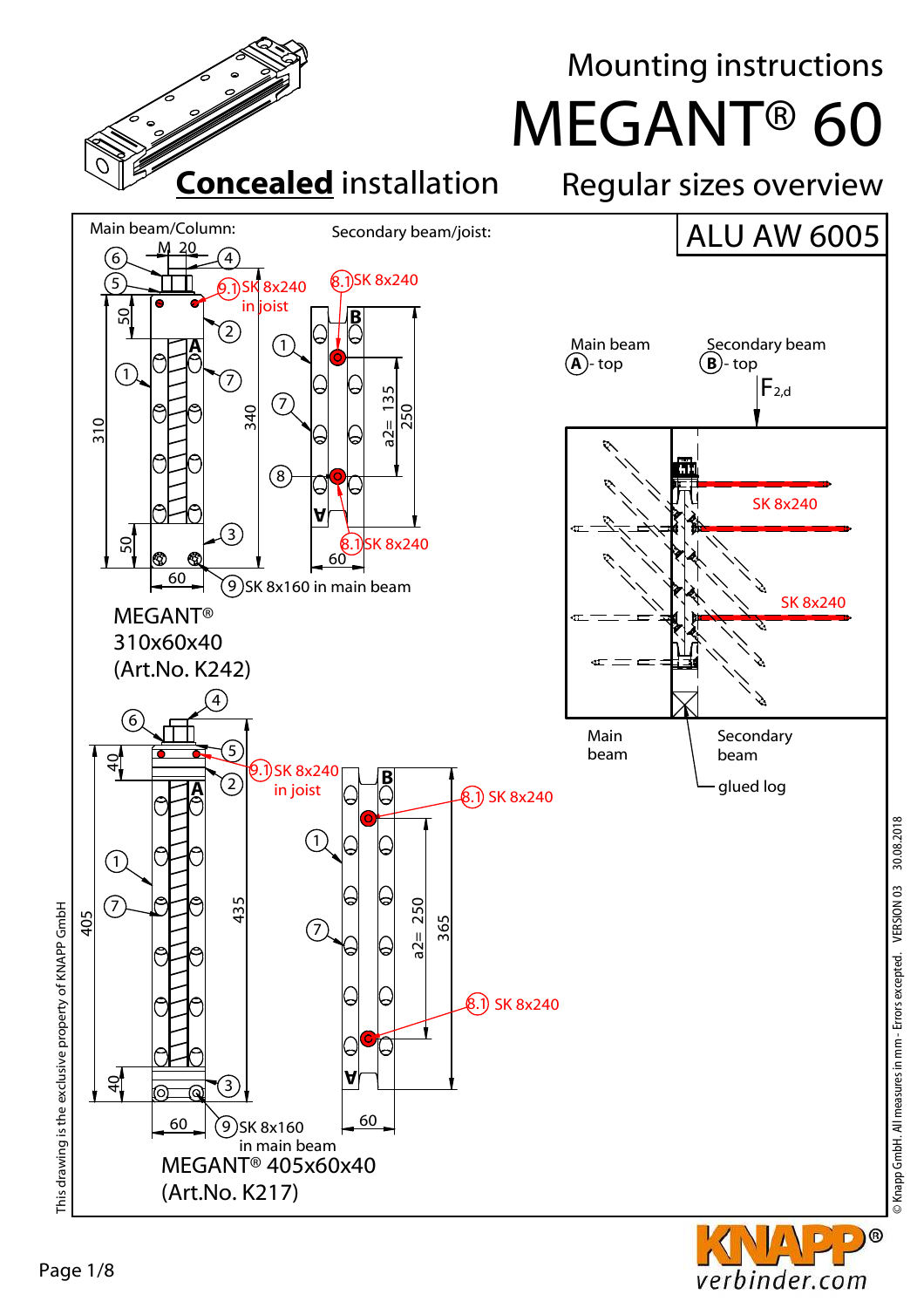# Mounting instructions

# MEGANT® 60

## **Concealed** installation

## Regular sizes overview

**ALU AW 6005**

Main beam/Column:

Secondary beam/joist:

M 20

9.1 SK 8x240 in joist

8.1 SK 8x240

8.1 SK 8x240

9 SK 8x160 in main beam

50 | 310 | 340 | 50 | 60

a2= 135 | 250 | 60

MEGANT®
310x60x40
(Art.No. K242)

Main beam (A) - top

Secondary beam (B) - top

$F_{2,d}$

SK 8x240

SK 8x240

Main beam

Secondary beam

glued log

9.1 SK 8x240 in joist

8.1 SK 8x240

8.1 SK 8x240

9 SK 8x160 in main beam

40 | 405 | 435 | 40 | 60

a2= 250 | 365 | 60

MEGANT® 405x60x40
(Art.No. K217)

This drawing is the exclusive property of KNAPP GmbH

© Knapp GmbH. All measures in mm - Errors excepted. VERSION 03 30.08.2018

KNAPP® verbinder.com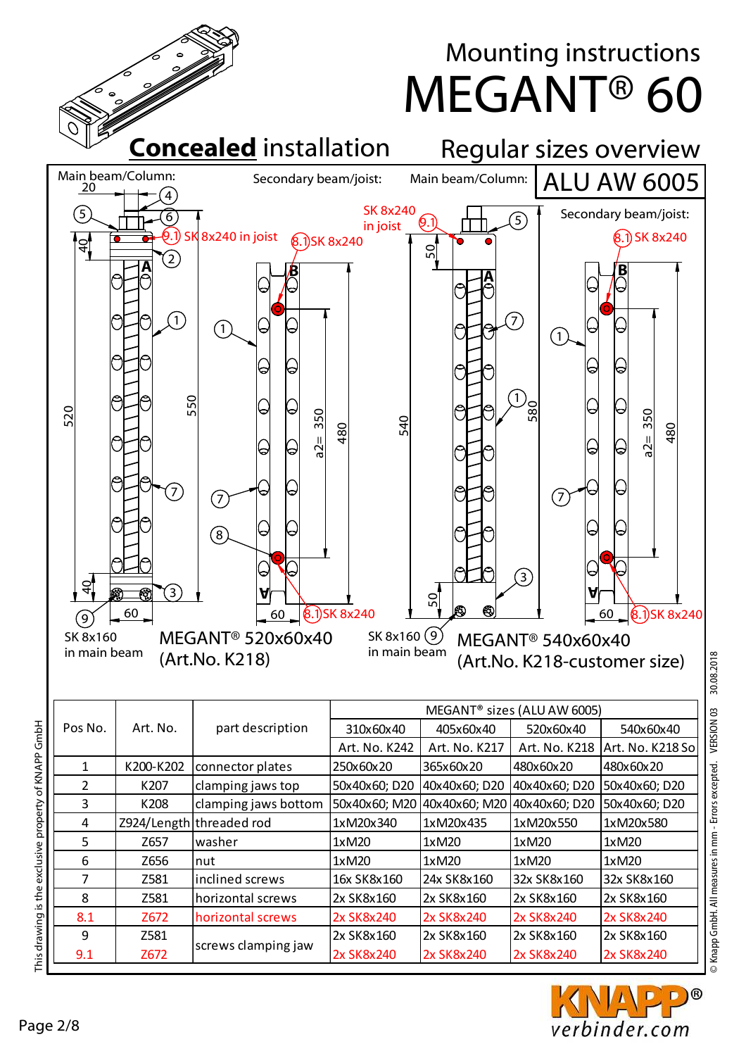# Mounting instructions MEGANT® 60

## **Concealed** installation

## Regular sizes overview

**ALU AW 6005**

Main beam/Column: | Secondary beam/joist: | Main beam/Column: | Secondary beam/joist:

(9.1) SK 8x240 in joist

(8.1) SK 8x240

SK 8x240 in joist

SK 8x160 in main beam

MEGANT® 520x60x40 (Art.No. K218)

MEGANT® 540x60x40 (Art.No. K218-customer size)

| Pos No. | Art. No. | part description | MEGANT® sizes (ALU AW 6005) | | | |
|---|---|---|---|---|---|---|
| | | | 310x60x40 | 405x60x40 | 520x60x40 | 540x60x40 |
| | | | Art. No. K242 | Art. No. K217 | Art. No. K218 | Art. No. K218 So |
| 1 | K200-K202 | connector plates | 250x60x20 | 365x60x20 | 480x60x20 | 480x60x20 |
| 2 | K207 | clamping jaws top | 50x40x60; D20 | 40x40x60; D20 | 40x40x60; D20 | 50x40x60; D20 |
| 3 | K208 | clamping jaws bottom | 50x40x60; M20 | 40x40x60; M20 | 40x40x60; D20 | 50x40x60; D20 |
| 4 | Z924/Length | threaded rod | 1xM20x340 | 1xM20x435 | 1xM20x550 | 1xM20x580 |
| 5 | Z657 | washer | 1xM20 | 1xM20 | 1xM20 | 1xM20 |
| 6 | Z656 | nut | 1xM20 | 1xM20 | 1xM20 | 1xM20 |
| 7 | Z581 | inclined screws | 16x SK8x160 | 24x SK8x160 | 32x SK8x160 | 32x SK8x160 |
| 8 | Z581 | horizontal screws | 2x SK8x160 | 2x SK8x160 | 2x SK8x160 | 2x SK8x160 |
| 8.1 | Z672 | horizontal screws | 2x SK8x240 | 2x SK8x240 | 2x SK8x240 | 2x SK8x240 |
| 9 | Z581 | screws clamping jaw | 2x SK8x160 | 2x SK8x160 | 2x SK8x160 | 2x SK8x160 |
| 9.1 | Z672 | screws clamping jaw | 2x SK8x240 | 2x SK8x240 | 2x SK8x240 | 2x SK8x240 |

This drawing is the exclusive property of KNAPP GmbH

© Knapp GmbH. All measures in mm - Errors excepted. VERSION 03 30.08.2018

KNAPP® verbinder.com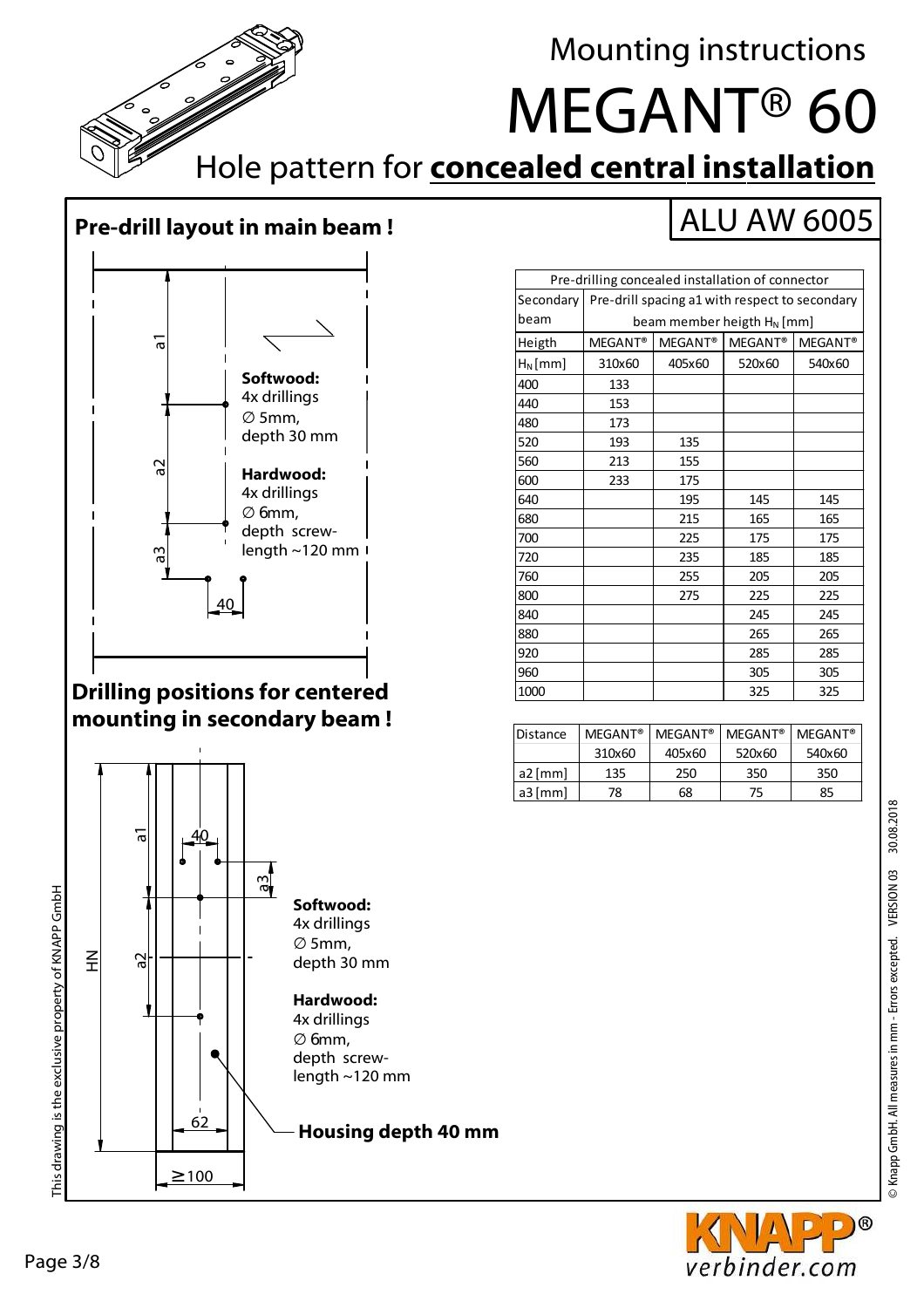# Mounting instructions

# MEGANT® 60

## Hole pattern for **concealed central installation**

## Pre-drill layout in main beam !

ALU AW 6005

a1

a2

a3

40

**Softwood:**
4x drillings
∅ 5mm,
depth 30 mm

**Hardwood:**
4x drillings
∅ 6mm,
depth screw-length ~120 mm

| Pre-drilling concealed installation of connector | | | | |
|---|---|---|---|---|
| Secondary beam | Pre-drill spacing a1 with respect to secondary beam member heigth $H_N$ [mm] | | | |
| Heigth | MEGANT® | MEGANT® | MEGANT® | MEGANT® |
| $H_N$ [mm] | 310x60 | 405x60 | 520x60 | 540x60 |
| 400 | 133 | | | |
| 440 | 153 | | | |
| 480 | 173 | | | |
| 520 | 193 | 135 | | |
| 560 | 213 | 155 | | |
| 600 | 233 | 175 | | |
| 640 | | 195 | 145 | 145 |
| 680 | | 215 | 165 | 165 |
| 700 | | 225 | 175 | 175 |
| 720 | | 235 | 185 | 185 |
| 760 | | 255 | 205 | 205 |
| 800 | | 275 | 225 | 225 |
| 840 | | | 245 | 245 |
| 880 | | | 265 | 265 |
| 920 | | | 285 | 285 |
| 960 | | | 305 | 305 |
| 1000 | | | 325 | 325 |

| Distance | MEGANT® 310x60 | MEGANT® 405x60 | MEGANT® 520x60 | MEGANT® 540x60 |
|---|---|---|---|---|
| a2 [mm] | 135 | 250 | 350 | 350 |
| a3 [mm] | 78 | 68 | 75 | 85 |

## Drilling positions for centered mounting in secondary beam !

HN

a1

a2

a3

40

62

≥100

**Softwood:**
4x drillings
∅ 5mm,
depth 30 mm

**Hardwood:**
4x drillings
∅ 6mm,
depth screw-length ~120 mm

**Housing depth 40 mm**

This drawing is the exclusive property of KNAPP GmbH

© Knapp GmbH. All measures in mm - Errors excepted. VERSION 03 30.08.2018

KNAPP® verbinder.com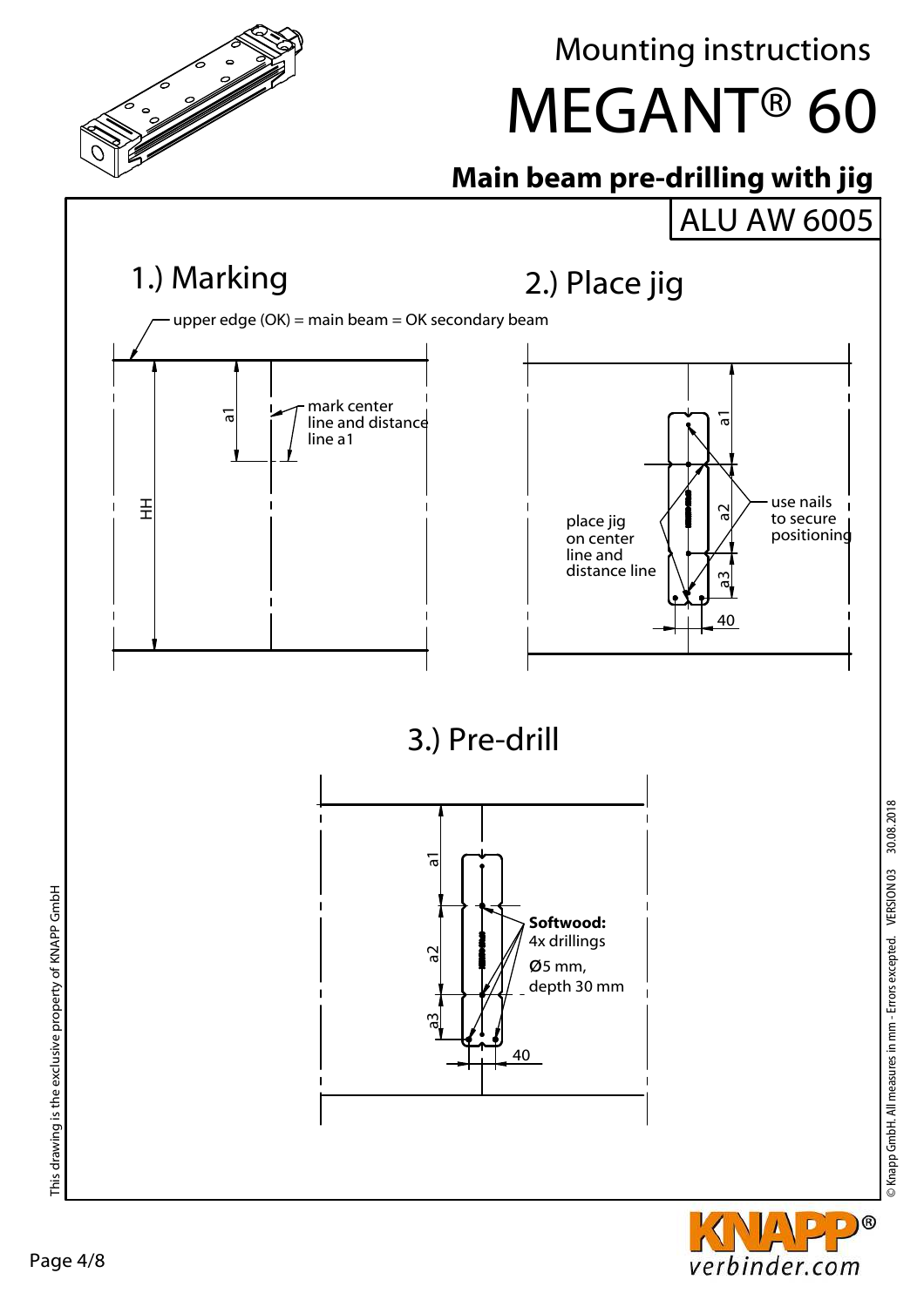# Mounting instructions

# MEGANT® 60

## Main beam pre-drilling with jig

ALU AW 6005

### 1.) Marking

upper edge (OK) = main beam = OK secondary beam

mark center line and distance line a1

a1

HH

### 2.) Place jig

place jig on center line and distance line

use nails to secure positioning

a1

a2

a3

40

### 3.) Pre-drill

**Softwood:**
4x drillings
Ø5 mm,
depth 30 mm

a1

a2

a3

40

This drawing is the exclusive property of KNAPP GmbH

© Knapp GmbH. All measures in mm - Errors excepted. VERSION 03 30.08.2018

KNAPP® verbinder.com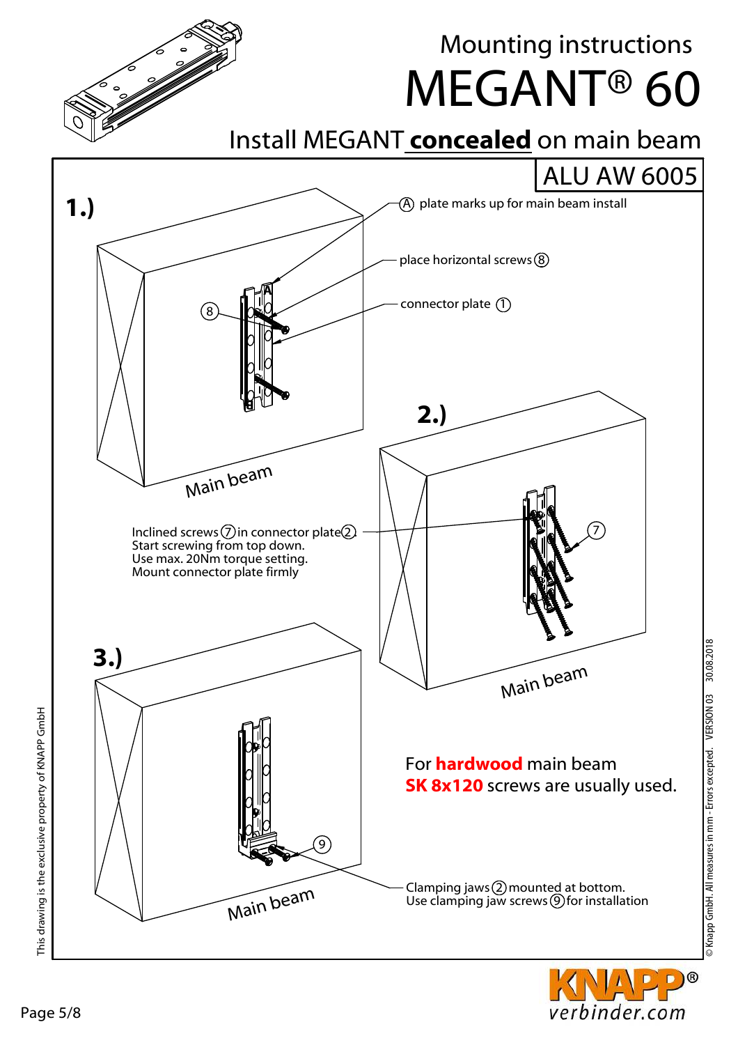# Mounting instructions

# MEGANT® 60

## Install MEGANT **concealed** on main beam

ALU AW 6005

**1.)**

Ⓐ plate marks up for main beam install

place horizontal screws ⑧

connector plate ①

8

A

Main beam

**2.)**

Inclined screws ⑦ in connector plate ②.
Start screwing from top down.
Use max. 20Nm torque setting.
Mount connector plate firmly

7

Main beam

**3.)**

9

Main beam

For **hardwood** main beam
**SK 8x120** screws are usually used.

Clamping jaws ② mounted at bottom.
Use clamping jaw screws ⑨ for installation

This drawing is the exclusive property of KNAPP GmbH

© Knapp GmbH. All measures in mm - Errors excepted. VERSION 03 30.08.2018

KNAPP® verbinder.com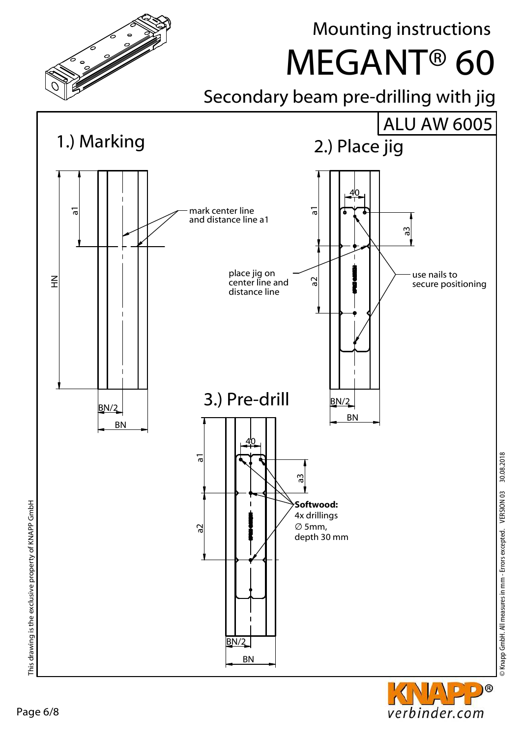Mounting instructions

# MEGANT® 60

## Secondary beam pre-drilling with jig

ALU AW 6005

### 1.) Marking

mark center line and distance line a1

a1

HN

BN/2

BN

### 2.) Place jig

place jig on center line and distance line

use nails to secure positioning

40

a1

a2

a3

BN/2

BN

### 3.) Pre-drill

**Softwood:**
4x drillings
∅ 5mm,
depth 30 mm

40

a1

a2

a3

BN/2

BN

This drawing is the exclusive property of KNAPP GmbH

© Knapp GmbH. All measures in mm - Errors excepted. VERSION 03 30.08.2018

KNAPP® verbinder.com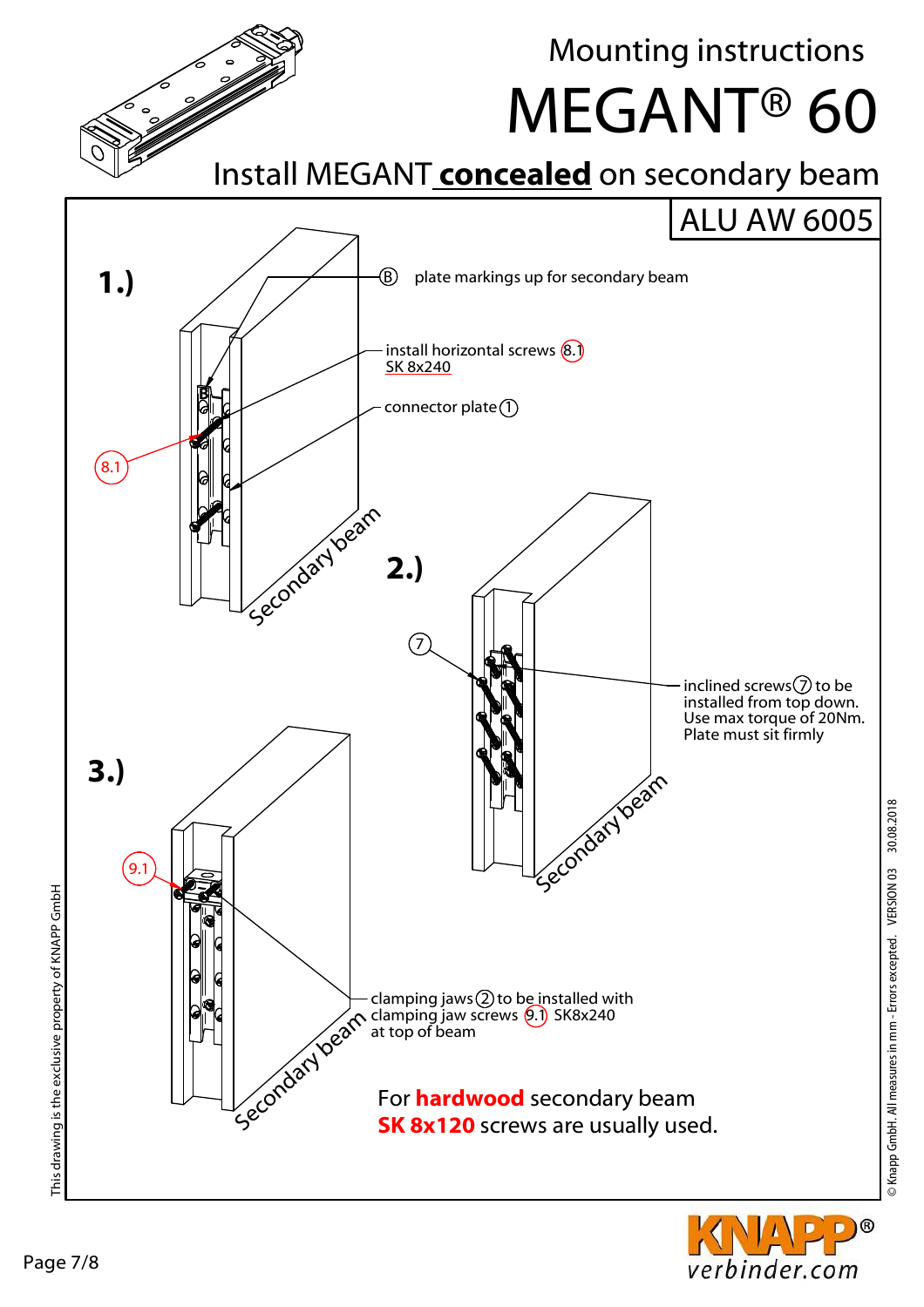# Mounting instructions

# MEGANT® 60

## Install MEGANT **concealed** on secondary beam

ALU AW 6005

**1.)**

Ⓑ plate markings up for secondary beam

install horizontal screws 8.1 SK 8x240

connector plate ①

8.1

Secondary beam

**2.)**

⑦

inclined screws ⑦ to be installed from top down. Use max torque of 20Nm. Plate must sit firmly

Secondary beam

**3.)**

9.1

clamping jaws ② to be installed with clamping jaw screws 9.1 SK8x240 at top of beam

Secondary beam

For **hardwood** secondary beam **SK 8x120** screws are usually used.

This drawing is the exclusive property of KNAPP GmbH

© Knapp GmbH. All measures in mm - Errors excepted. VERSION 03 30.08.2018

KNAPP® verbinder.com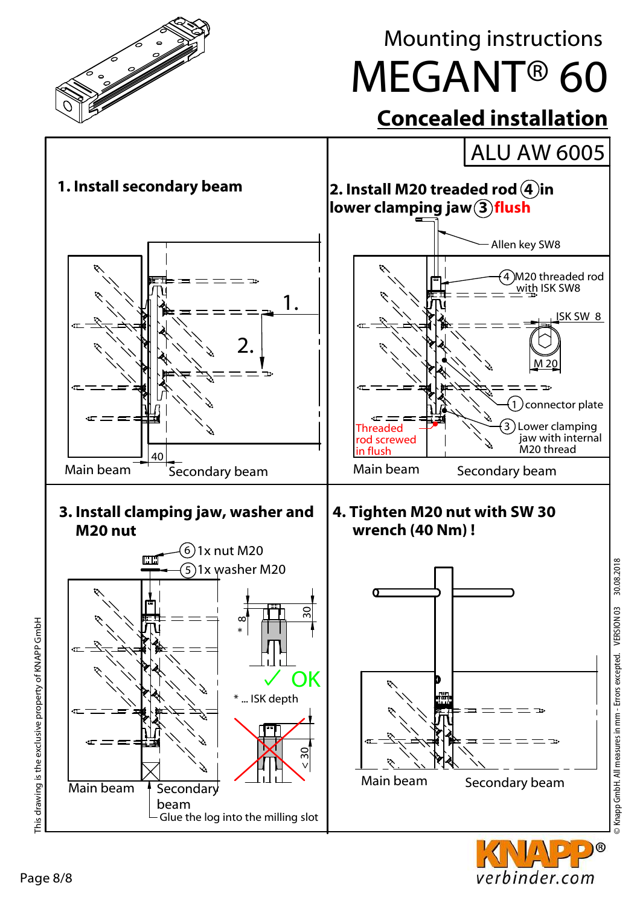Mounting instructions

# MEGANT® 60

## Concealed installation

ALU AW 6005

### 1. Install secondary beam

1.

2.

40

Main beam

Secondary beam

### 2. Install M20 treaded rod (4) in lower clamping jaw (3) flush

Allen key SW8

(4) M20 threaded rod with ISK SW8

ISK SW 8

M 20

(1) connector plate

(3) Lower clamping jaw with internal M20 thread

Threaded rod screwed in flush

Main beam

Secondary beam

### 3. Install clamping jaw, washer and M20 nut

(6) 1x nut M20

(5) 1x washer M20

* 8

30

✓ OK

* ... ISK depth

< 30

Main beam

Secondary beam

Glue the log into the milling slot

### 4. Tighten M20 nut with SW 30 wrench (40 Nm)!

Main beam

Secondary beam

This drawing is the exclusive property of KNAPP GmbH

© Knapp GmbH. All measures in mm - Errors excepted. VERSION 03 30.08.2018

KNAPP® verbinder.com